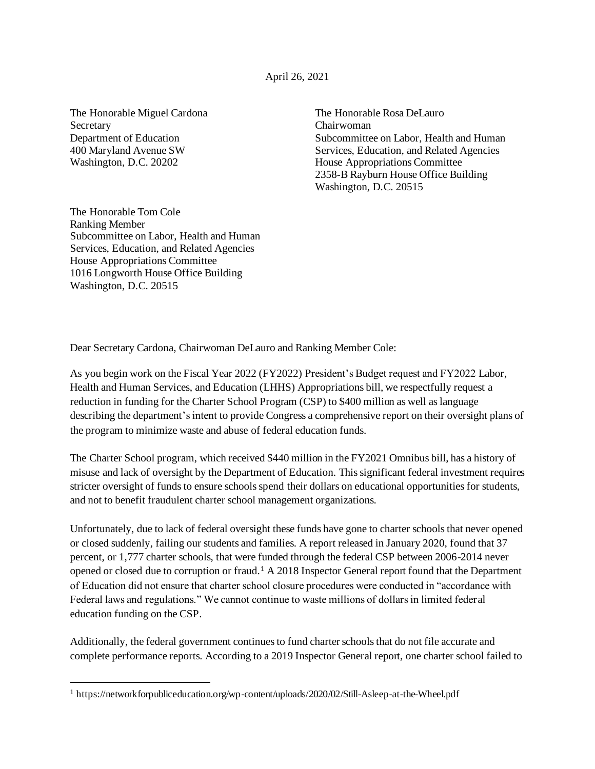April 26, 2021

The Honorable Miguel Cardona
Secretary
Department of Education
400 Maryland Avenue SW
Washington, D.C. 20202

The Honorable Rosa DeLauro
Chairwoman
Subcommittee on Labor, Health and Human Services, Education, and Related Agencies
House Appropriations Committee
2358-B Rayburn House Office Building
Washington, D.C. 20515

The Honorable Tom Cole
Ranking Member
Subcommittee on Labor, Health and Human Services, Education, and Related Agencies
House Appropriations Committee
1016 Longworth House Office Building
Washington, D.C. 20515

Dear Secretary Cardona, Chairwoman DeLauro and Ranking Member Cole:

As you begin work on the Fiscal Year 2022 (FY2022) President's Budget request and FY2022 Labor, Health and Human Services, and Education (LHHS) Appropriations bill, we respectfully request a reduction in funding for the Charter School Program (CSP) to $400 million as well as language describing the department's intent to provide Congress a comprehensive report on their oversight plans of the program to minimize waste and abuse of federal education funds.

The Charter School program, which received $440 million in the FY2021 Omnibus bill, has a history of misuse and lack of oversight by the Department of Education. This significant federal investment requires stricter oversight of funds to ensure schools spend their dollars on educational opportunities for students, and not to benefit fraudulent charter school management organizations.

Unfortunately, due to lack of federal oversight these funds have gone to charter schools that never opened or closed suddenly, failing our students and families. A report released in January 2020, found that 37 percent, or 1,777 charter schools, that were funded through the federal CSP between 2006-2014 never opened or closed due to corruption or fraud.[1] A 2018 Inspector General report found that the Department of Education did not ensure that charter school closure procedures were conducted in "accordance with Federal laws and regulations." We cannot continue to waste millions of dollars in limited federal education funding on the CSP.

Additionally, the federal government continues to fund charter schools that do not file accurate and complete performance reports. According to a 2019 Inspector General report, one charter school failed to

[1] https://networkforpubliceducation.org/wp-content/uploads/2020/02/Still-Asleep-at-the-Wheel.pdf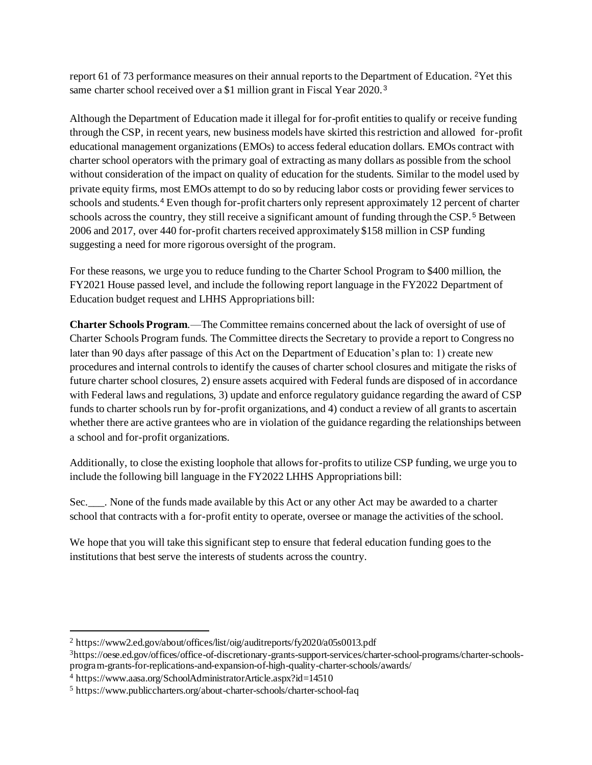report 61 of 73 performance measures on their annual reports to the Department of Education. [2]Yet this same charter school received over a $1 million grant in Fiscal Year 2020.[3]

Although the Department of Education made it illegal for for-profit entities to qualify or receive funding through the CSP, in recent years, new business models have skirted this restriction and allowed for-profit educational management organizations (EMOs) to access federal education dollars. EMOs contract with charter school operators with the primary goal of extracting as many dollars as possible from the school without consideration of the impact on quality of education for the students. Similar to the model used by private equity firms, most EMOs attempt to do so by reducing labor costs or providing fewer services to schools and students.[4] Even though for-profit charters only represent approximately 12 percent of charter schools across the country, they still receive a significant amount of funding through the CSP.[5] Between 2006 and 2017, over 440 for-profit charters received approximately $158 million in CSP funding suggesting a need for more rigorous oversight of the program.

For these reasons, we urge you to reduce funding to the Charter School Program to $400 million, the FY2021 House passed level, and include the following report language in the FY2022 Department of Education budget request and LHHS Appropriations bill:

**Charter Schools Program**.—The Committee remains concerned about the lack of oversight of use of Charter Schools Program funds. The Committee directs the Secretary to provide a report to Congress no later than 90 days after passage of this Act on the Department of Education's plan to: 1) create new procedures and internal controls to identify the causes of charter school closures and mitigate the risks of future charter school closures, 2) ensure assets acquired with Federal funds are disposed of in accordance with Federal laws and regulations, 3) update and enforce regulatory guidance regarding the award of CSP funds to charter schools run by for-profit organizations, and 4) conduct a review of all grants to ascertain whether there are active grantees who are in violation of the guidance regarding the relationships between a school and for-profit organizations.

Additionally, to close the existing loophole that allows for-profits to utilize CSP funding, we urge you to include the following bill language in the FY2022 LHHS Appropriations bill:

Sec.___. None of the funds made available by this Act or any other Act may be awarded to a charter school that contracts with a for-profit entity to operate, oversee or manage the activities of the school.

We hope that you will take this significant step to ensure that federal education funding goes to the institutions that best serve the interests of students across the country.

---

[2] https://www2.ed.gov/about/offices/list/oig/auditreports/fy2020/a05s0013.pdf

[3] https://oese.ed.gov/offices/office-of-discretionary-grants-support-services/charter-school-programs/charter-schools-program-grants-for-replications-and-expansion-of-high-quality-charter-schools/awards/

[4] https://www.aasa.org/SchoolAdministratorArticle.aspx?id=14510

[5] https://www.publiccharters.org/about-charter-schools/charter-school-faq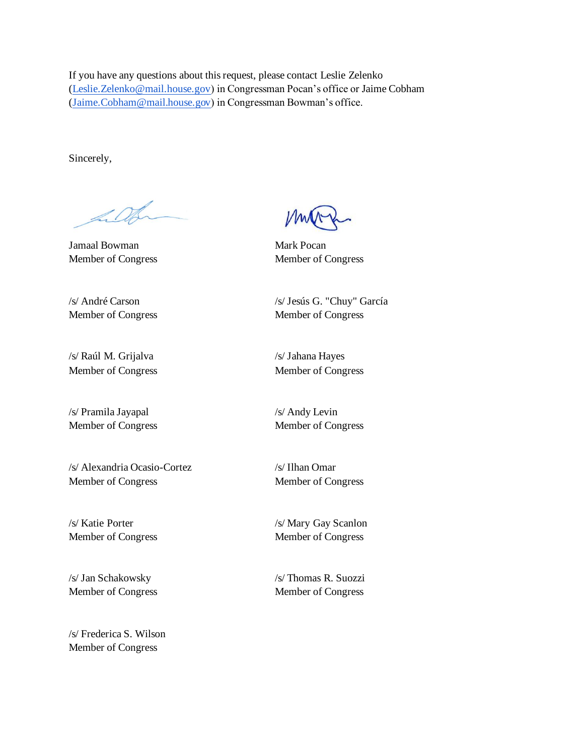If you have any questions about this request, please contact Leslie Zelenko (Leslie.Zelenko@mail.house.gov) in Congressman Pocan's office or Jaime Cobham (Jaime.Cobham@mail.house.gov) in Congressman Bowman's office.

Sincerely,

Jamaal Bowman
Member of Congress

Mark Pocan
Member of Congress

/s/ André Carson
Member of Congress

/s/ Jesús G. "Chuy" García
Member of Congress

/s/ Raúl M. Grijalva
Member of Congress

/s/ Jahana Hayes
Member of Congress

/s/ Pramila Jayapal
Member of Congress

/s/ Andy Levin
Member of Congress

/s/ Alexandria Ocasio-Cortez
Member of Congress

/s/ Ilhan Omar
Member of Congress

/s/ Katie Porter
Member of Congress

/s/ Mary Gay Scanlon
Member of Congress

/s/ Jan Schakowsky
Member of Congress

/s/ Thomas R. Suozzi
Member of Congress

/s/ Frederica S. Wilson
Member of Congress